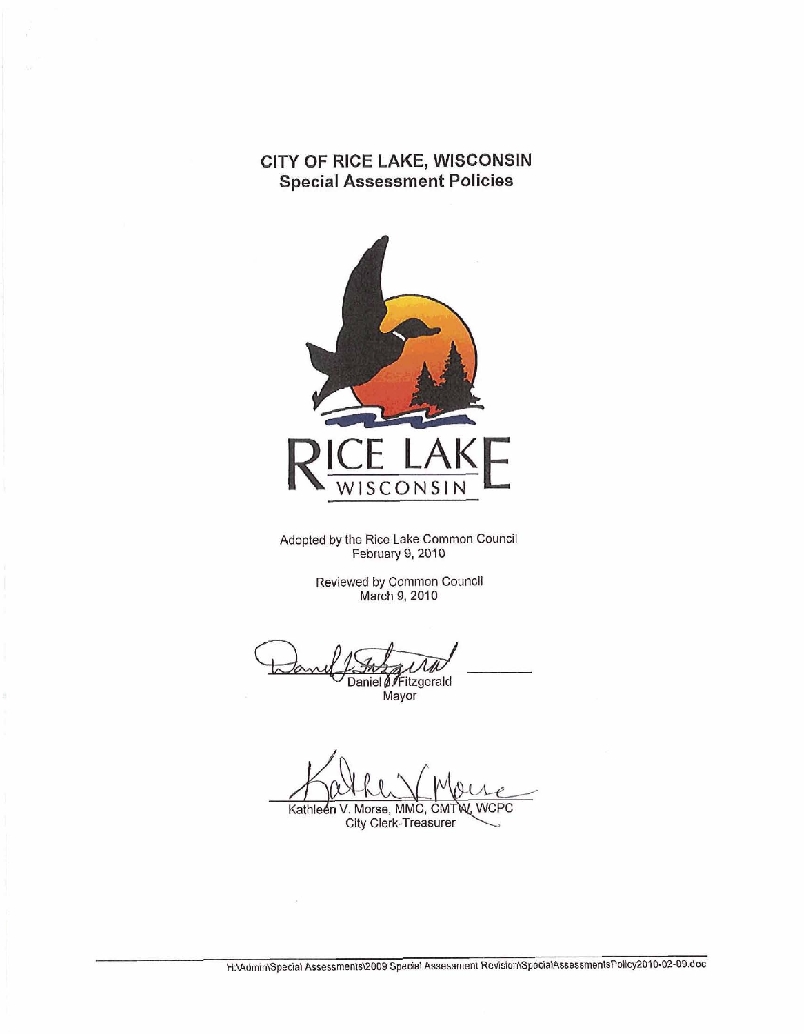# CITY OF RICE LAKE, WISCONSIN
## Special Assessment Policies

RICE LAKE
WISCONSIN

Adopted by the Rice Lake Common Council
February 9, 2010

Reviewed by Common Council
March 9, 2010

Daniel J. Fitzgerald
Mayor

Kathleen V. Morse, MMC, CMTW, WCPC
City Clerk-Treasurer

H:\Admin\Special Assessments\2009 Special Assessment Revision\SpecialAssessmentsPolicy2010-02-09.doc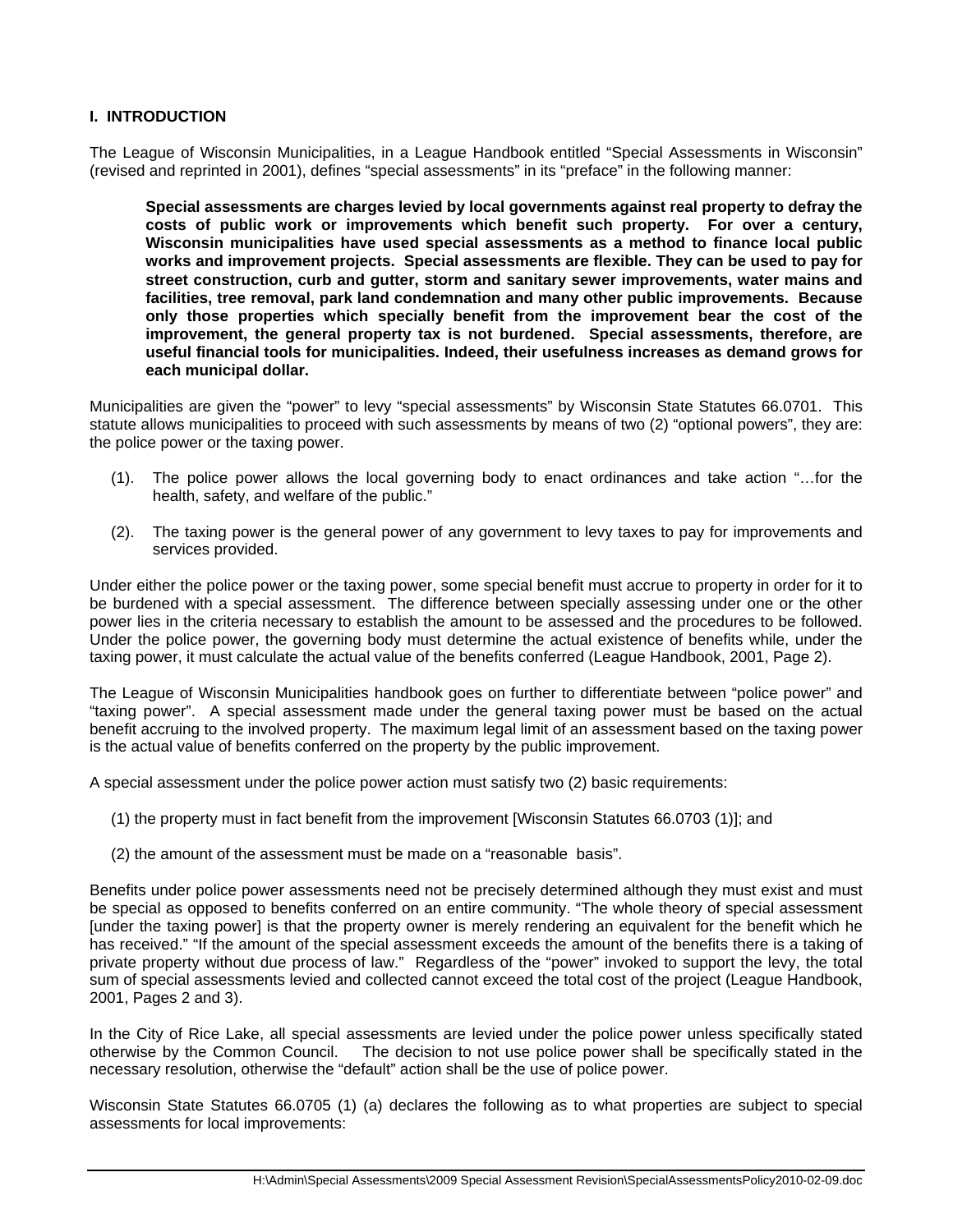**I. INTRODUCTION**

The League of Wisconsin Municipalities, in a League Handbook entitled "Special Assessments in Wisconsin" (revised and reprinted in 2001), defines "special assessments" in its "preface" in the following manner:

> **Special assessments are charges levied by local governments against real property to defray the costs of public work or improvements which benefit such property. For over a century, Wisconsin municipalities have used special assessments as a method to finance local public works and improvement projects. Special assessments are flexible. They can be used to pay for street construction, curb and gutter, storm and sanitary sewer improvements, water mains and facilities, tree removal, park land condemnation and many other public improvements. Because only those properties which specially benefit from the improvement bear the cost of the improvement, the general property tax is not burdened. Special assessments, therefore, are useful financial tools for municipalities. Indeed, their usefulness increases as demand grows for each municipal dollar.**

Municipalities are given the "power" to levy "special assessments" by Wisconsin State Statutes 66.0701. This statute allows municipalities to proceed with such assessments by means of two (2) "optional powers", they are: the police power or the taxing power.

(1). The police power allows the local governing body to enact ordinances and take action "…for the health, safety, and welfare of the public."

(2). The taxing power is the general power of any government to levy taxes to pay for improvements and services provided.

Under either the police power or the taxing power, some special benefit must accrue to property in order for it to be burdened with a special assessment. The difference between specially assessing under one or the other power lies in the criteria necessary to establish the amount to be assessed and the procedures to be followed. Under the police power, the governing body must determine the actual existence of benefits while, under the taxing power, it must calculate the actual value of the benefits conferred (League Handbook, 2001, Page 2).

The League of Wisconsin Municipalities handbook goes on further to differentiate between "police power" and "taxing power". A special assessment made under the general taxing power must be based on the actual benefit accruing to the involved property. The maximum legal limit of an assessment based on the taxing power is the actual value of benefits conferred on the property by the public improvement.

A special assessment under the police power action must satisfy two (2) basic requirements:

(1) the property must in fact benefit from the improvement [Wisconsin Statutes 66.0703 (1)]; and

(2) the amount of the assessment must be made on a "reasonable basis".

Benefits under police power assessments need not be precisely determined although they must exist and must be special as opposed to benefits conferred on an entire community. "The whole theory of special assessment [under the taxing power] is that the property owner is merely rendering an equivalent for the benefit which he has received." "If the amount of the special assessment exceeds the amount of the benefits there is a taking of private property without due process of law." Regardless of the "power" invoked to support the levy, the total sum of special assessments levied and collected cannot exceed the total cost of the project (League Handbook, 2001, Pages 2 and 3).

In the City of Rice Lake, all special assessments are levied under the police power unless specifically stated otherwise by the Common Council. The decision to not use police power shall be specifically stated in the necessary resolution, otherwise the "default" action shall be the use of police power.

Wisconsin State Statutes 66.0705 (1) (a) declares the following as to what properties are subject to special assessments for local improvements: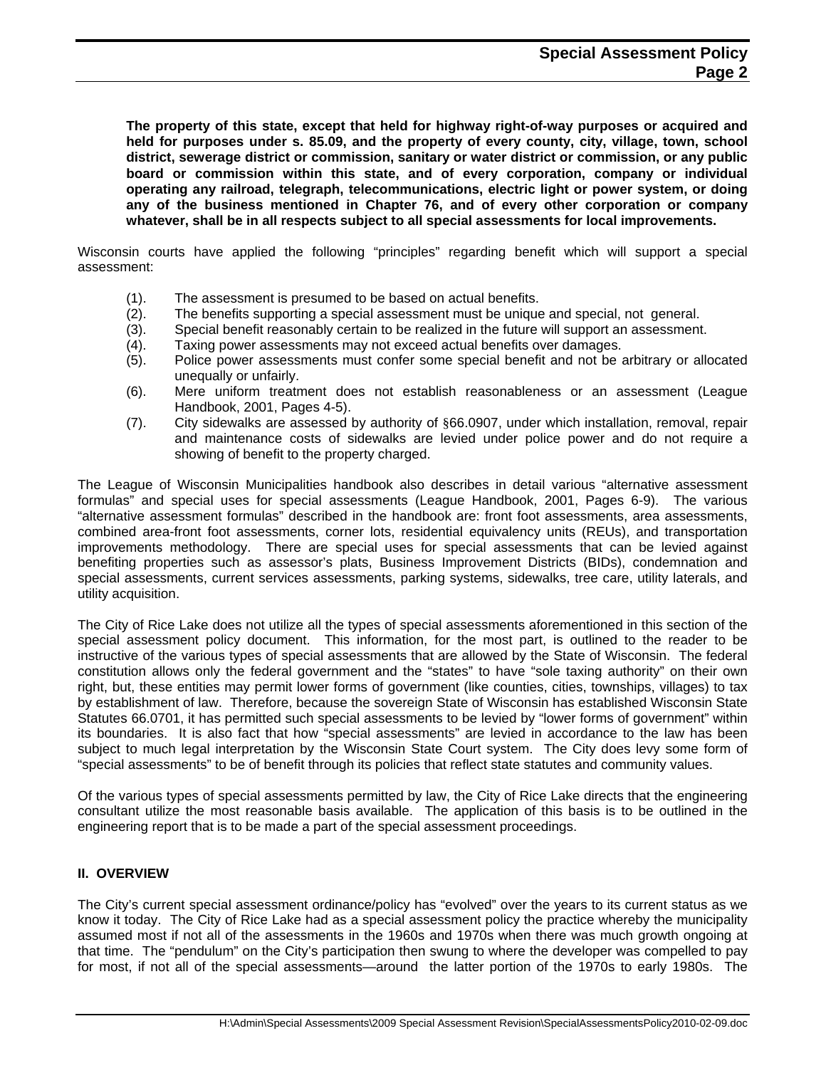**The property of this state, except that held for highway right-of-way purposes or acquired and held for purposes under s. 85.09, and the property of every county, city, village, town, school district, sewerage district or commission, sanitary or water district or commission, or any public board or commission within this state, and of every corporation, company or individual operating any railroad, telegraph, telecommunications, electric light or power system, or doing any of the business mentioned in Chapter 76, and of every other corporation or company whatever, shall be in all respects subject to all special assessments for local improvements.**

Wisconsin courts have applied the following "principles" regarding benefit which will support a special assessment:

(1). The assessment is presumed to be based on actual benefits.
(2). The benefits supporting a special assessment must be unique and special, not general.
(3). Special benefit reasonably certain to be realized in the future will support an assessment.
(4). Taxing power assessments may not exceed actual benefits over damages.
(5). Police power assessments must confer some special benefit and not be arbitrary or allocated unequally or unfairly.
(6). Mere uniform treatment does not establish reasonableness or an assessment (League Handbook, 2001, Pages 4-5).
(7). City sidewalks are assessed by authority of §66.0907, under which installation, removal, repair and maintenance costs of sidewalks are levied under police power and do not require a showing of benefit to the property charged.

The League of Wisconsin Municipalities handbook also describes in detail various "alternative assessment formulas" and special uses for special assessments (League Handbook, 2001, Pages 6-9). The various "alternative assessment formulas" described in the handbook are: front foot assessments, area assessments, combined area-front foot assessments, corner lots, residential equivalency units (REUs), and transportation improvements methodology. There are special uses for special assessments that can be levied against benefiting properties such as assessor's plats, Business Improvement Districts (BIDs), condemnation and special assessments, current services assessments, parking systems, sidewalks, tree care, utility laterals, and utility acquisition.

The City of Rice Lake does not utilize all the types of special assessments aforementioned in this section of the special assessment policy document. This information, for the most part, is outlined to the reader to be instructive of the various types of special assessments that are allowed by the State of Wisconsin. The federal constitution allows only the federal government and the "states" to have "sole taxing authority" on their own right, but, these entities may permit lower forms of government (like counties, cities, townships, villages) to tax by establishment of law. Therefore, because the sovereign State of Wisconsin has established Wisconsin State Statutes 66.0701, it has permitted such special assessments to be levied by "lower forms of government" within its boundaries. It is also fact that how "special assessments" are levied in accordance to the law has been subject to much legal interpretation by the Wisconsin State Court system. The City does levy some form of "special assessments" to be of benefit through its policies that reflect state statutes and community values.

Of the various types of special assessments permitted by law, the City of Rice Lake directs that the engineering consultant utilize the most reasonable basis available. The application of this basis is to be outlined in the engineering report that is to be made a part of the special assessment proceedings.

## II. OVERVIEW

The City's current special assessment ordinance/policy has "evolved" over the years to its current status as we know it today. The City of Rice Lake had as a special assessment policy the practice whereby the municipality assumed most if not all of the assessments in the 1960s and 1970s when there was much growth ongoing at that time. The "pendulum" on the City's participation then swung to where the developer was compelled to pay for most, if not all of the special assessments—around the latter portion of the 1970s to early 1980s. The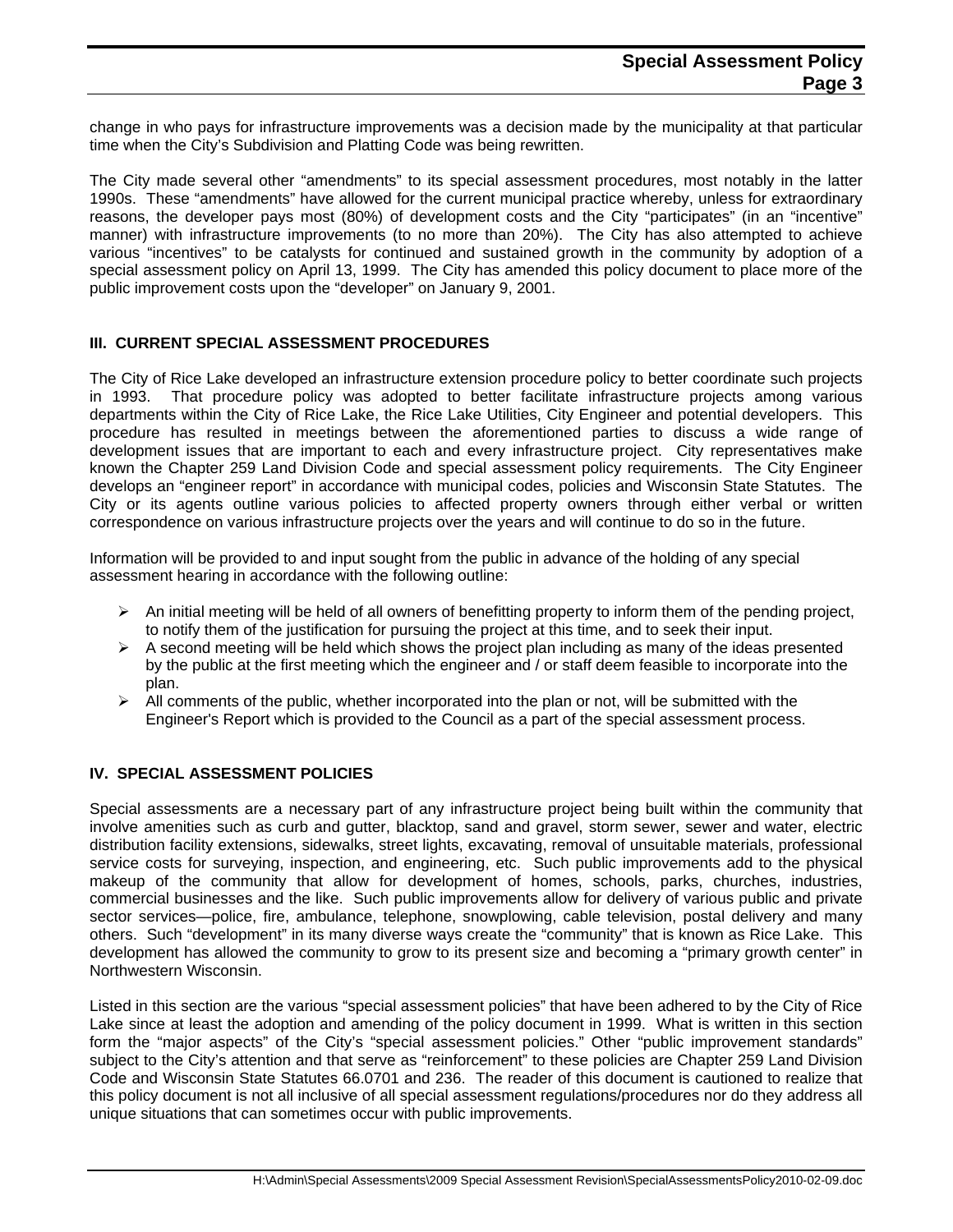change in who pays for infrastructure improvements was a decision made by the municipality at that particular time when the City's Subdivision and Platting Code was being rewritten.

The City made several other "amendments" to its special assessment procedures, most notably in the latter 1990s. These "amendments" have allowed for the current municipal practice whereby, unless for extraordinary reasons, the developer pays most (80%) of development costs and the City "participates" (in an "incentive" manner) with infrastructure improvements (to no more than 20%). The City has also attempted to achieve various "incentives" to be catalysts for continued and sustained growth in the community by adoption of a special assessment policy on April 13, 1999. The City has amended this policy document to place more of the public improvement costs upon the "developer" on January 9, 2001.

## III. CURRENT SPECIAL ASSESSMENT PROCEDURES

The City of Rice Lake developed an infrastructure extension procedure policy to better coordinate such projects in 1993. That procedure policy was adopted to better facilitate infrastructure projects among various departments within the City of Rice Lake, the Rice Lake Utilities, City Engineer and potential developers. This procedure has resulted in meetings between the aforementioned parties to discuss a wide range of development issues that are important to each and every infrastructure project. City representatives make known the Chapter 259 Land Division Code and special assessment policy requirements. The City Engineer develops an "engineer report" in accordance with municipal codes, policies and Wisconsin State Statutes. The City or its agents outline various policies to affected property owners through either verbal or written correspondence on various infrastructure projects over the years and will continue to do so in the future.

Information will be provided to and input sought from the public in advance of the holding of any special assessment hearing in accordance with the following outline:

- An initial meeting will be held of all owners of benefitting property to inform them of the pending project, to notify them of the justification for pursuing the project at this time, and to seek their input.
- A second meeting will be held which shows the project plan including as many of the ideas presented by the public at the first meeting which the engineer and / or staff deem feasible to incorporate into the plan.
- All comments of the public, whether incorporated into the plan or not, will be submitted with the Engineer's Report which is provided to the Council as a part of the special assessment process.

## IV. SPECIAL ASSESSMENT POLICIES

Special assessments are a necessary part of any infrastructure project being built within the community that involve amenities such as curb and gutter, blacktop, sand and gravel, storm sewer, sewer and water, electric distribution facility extensions, sidewalks, street lights, excavating, removal of unsuitable materials, professional service costs for surveying, inspection, and engineering, etc. Such public improvements add to the physical makeup of the community that allow for development of homes, schools, parks, churches, industries, commercial businesses and the like. Such public improvements allow for delivery of various public and private sector services—police, fire, ambulance, telephone, snowplowing, cable television, postal delivery and many others. Such "development" in its many diverse ways create the "community" that is known as Rice Lake. This development has allowed the community to grow to its present size and becoming a "primary growth center" in Northwestern Wisconsin.

Listed in this section are the various "special assessment policies" that have been adhered to by the City of Rice Lake since at least the adoption and amending of the policy document in 1999. What is written in this section form the "major aspects" of the City's "special assessment policies." Other "public improvement standards" subject to the City's attention and that serve as "reinforcement" to these policies are Chapter 259 Land Division Code and Wisconsin State Statutes 66.0701 and 236. The reader of this document is cautioned to realize that this policy document is not all inclusive of all special assessment regulations/procedures nor do they address all unique situations that can sometimes occur with public improvements.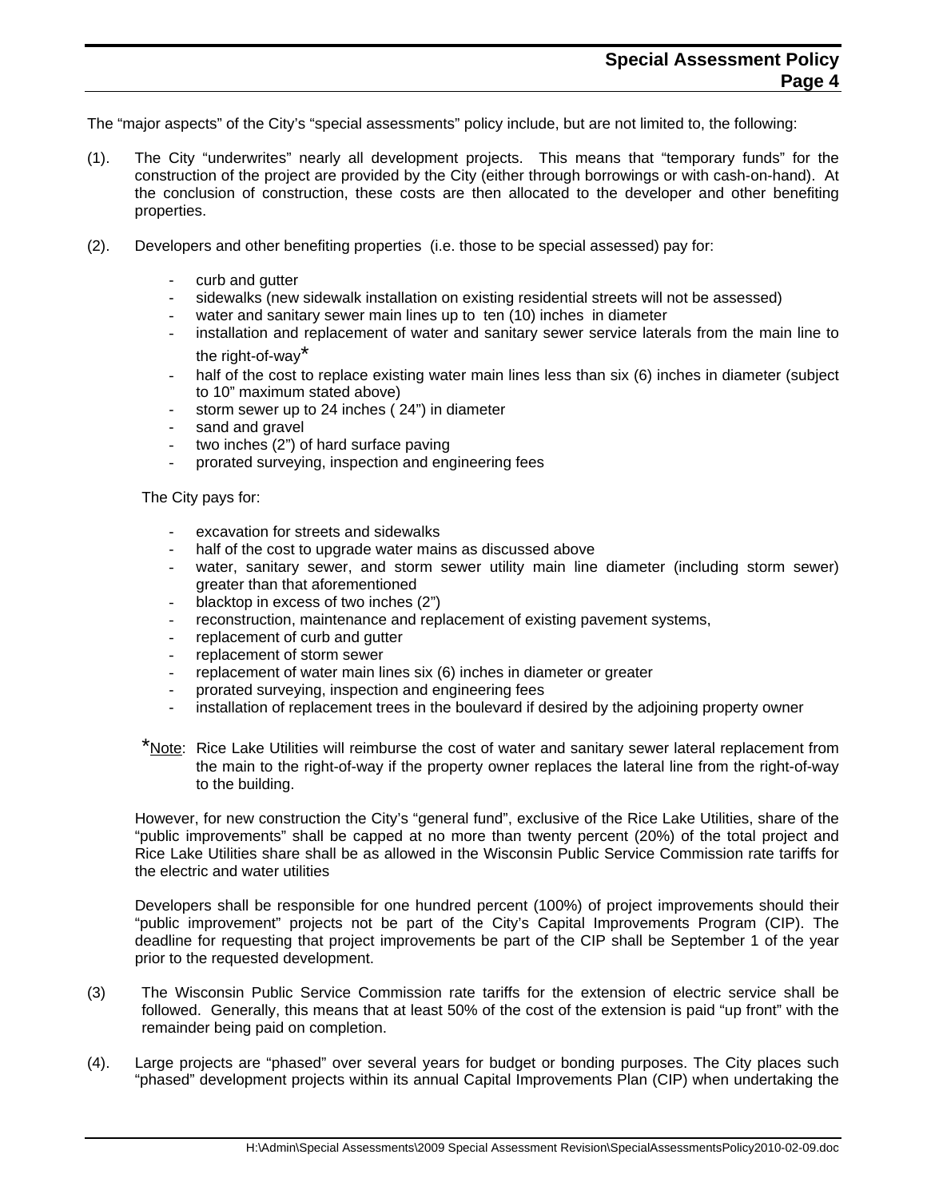The "major aspects" of the City's "special assessments" policy include, but are not limited to, the following:

(1). The City "underwrites" nearly all development projects. This means that "temporary funds" for the construction of the project are provided by the City (either through borrowings or with cash-on-hand). At the conclusion of construction, these costs are then allocated to the developer and other benefiting properties.

(2). Developers and other benefiting properties (i.e. those to be special assessed) pay for:

- curb and gutter
- sidewalks (new sidewalk installation on existing residential streets will not be assessed)
- water and sanitary sewer main lines up to ten (10) inches in diameter
- installation and replacement of water and sanitary sewer service laterals from the main line to the right-of-way*
- half of the cost to replace existing water main lines less than six (6) inches in diameter (subject to 10" maximum stated above)
- storm sewer up to 24 inches ( 24") in diameter
- sand and gravel
- two inches (2") of hard surface paving
- prorated surveying, inspection and engineering fees

The City pays for:

- excavation for streets and sidewalks
- half of the cost to upgrade water mains as discussed above
- water, sanitary sewer, and storm sewer utility main line diameter (including storm sewer) greater than that aforementioned
- blacktop in excess of two inches (2")
- reconstruction, maintenance and replacement of existing pavement systems,
- replacement of curb and gutter
- replacement of storm sewer
- replacement of water main lines six (6) inches in diameter or greater
- prorated surveying, inspection and engineering fees
- installation of replacement trees in the boulevard if desired by the adjoining property owner

*Note: Rice Lake Utilities will reimburse the cost of water and sanitary sewer lateral replacement from the main to the right-of-way if the property owner replaces the lateral line from the right-of-way to the building.

However, for new construction the City's "general fund", exclusive of the Rice Lake Utilities, share of the "public improvements" shall be capped at no more than twenty percent (20%) of the total project and Rice Lake Utilities share shall be as allowed in the Wisconsin Public Service Commission rate tariffs for the electric and water utilities

Developers shall be responsible for one hundred percent (100%) of project improvements should their "public improvement" projects not be part of the City's Capital Improvements Program (CIP). The deadline for requesting that project improvements be part of the CIP shall be September 1 of the year prior to the requested development.

(3) The Wisconsin Public Service Commission rate tariffs for the extension of electric service shall be followed. Generally, this means that at least 50% of the cost of the extension is paid "up front" with the remainder being paid on completion.

(4). Large projects are "phased" over several years for budget or bonding purposes. The City places such "phased" development projects within its annual Capital Improvements Plan (CIP) when undertaking the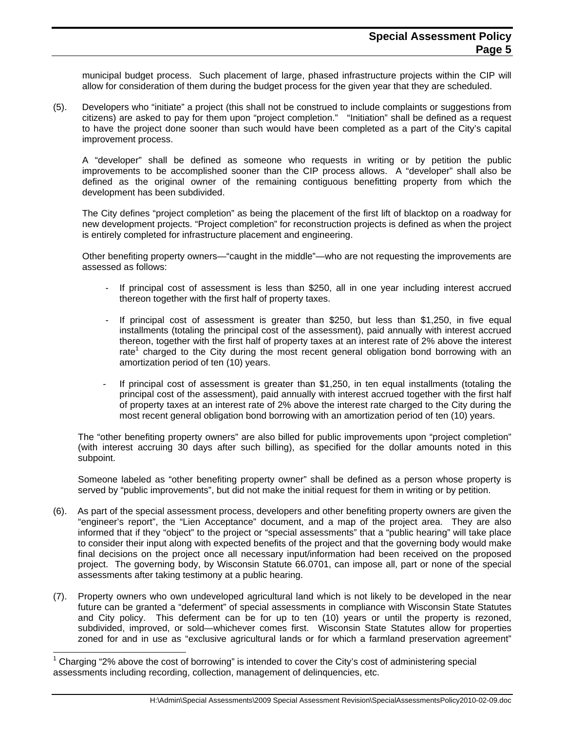municipal budget process. Such placement of large, phased infrastructure projects within the CIP will allow for consideration of them during the budget process for the given year that they are scheduled.

(5). Developers who "initiate" a project (this shall not be construed to include complaints or suggestions from citizens) are asked to pay for them upon "project completion." "Initiation" shall be defined as a request to have the project done sooner than such would have been completed as a part of the City's capital improvement process.

A "developer" shall be defined as someone who requests in writing or by petition the public improvements to be accomplished sooner than the CIP process allows. A "developer" shall also be defined as the original owner of the remaining contiguous benefitting property from which the development has been subdivided.

The City defines "project completion" as being the placement of the first lift of blacktop on a roadway for new development projects. "Project completion" for reconstruction projects is defined as when the project is entirely completed for infrastructure placement and engineering.

Other benefiting property owners—"caught in the middle"—who are not requesting the improvements are assessed as follows:

- If principal cost of assessment is less than $250, all in one year including interest accrued thereon together with the first half of property taxes.

- If principal cost of assessment is greater than $250, but less than $1,250, in five equal installments (totaling the principal cost of the assessment), paid annually with interest accrued thereon, together with the first half of property taxes at an interest rate of 2% above the interest rate[1] charged to the City during the most recent general obligation bond borrowing with an amortization period of ten (10) years.

- If principal cost of assessment is greater than $1,250, in ten equal installments (totaling the principal cost of the assessment), paid annually with interest accrued together with the first half of property taxes at an interest rate of 2% above the interest rate charged to the City during the most recent general obligation bond borrowing with an amortization period of ten (10) years.

The "other benefiting property owners" are also billed for public improvements upon "project completion" (with interest accruing 30 days after such billing), as specified for the dollar amounts noted in this subpoint.

Someone labeled as "other benefiting property owner" shall be defined as a person whose property is served by "public improvements", but did not make the initial request for them in writing or by petition.

(6). As part of the special assessment process, developers and other benefiting property owners are given the "engineer's report", the "Lien Acceptance" document, and a map of the project area. They are also informed that if they "object" to the project or "special assessments" that a "public hearing" will take place to consider their input along with expected benefits of the project and that the governing body would make final decisions on the project once all necessary input/information had been received on the proposed project. The governing body, by Wisconsin Statute 66.0701, can impose all, part or none of the special assessments after taking testimony at a public hearing.

(7). Property owners who own undeveloped agricultural land which is not likely to be developed in the near future can be granted a "deferment" of special assessments in compliance with Wisconsin State Statutes and City policy. This deferment can be for up to ten (10) years or until the property is rezoned, subdivided, improved, or sold—whichever comes first. Wisconsin State Statutes allow for properties zoned for and in use as "exclusive agricultural lands or for which a farmland preservation agreement"

[1] Charging "2% above the cost of borrowing" is intended to cover the City's cost of administering special assessments including recording, collection, management of delinquencies, etc.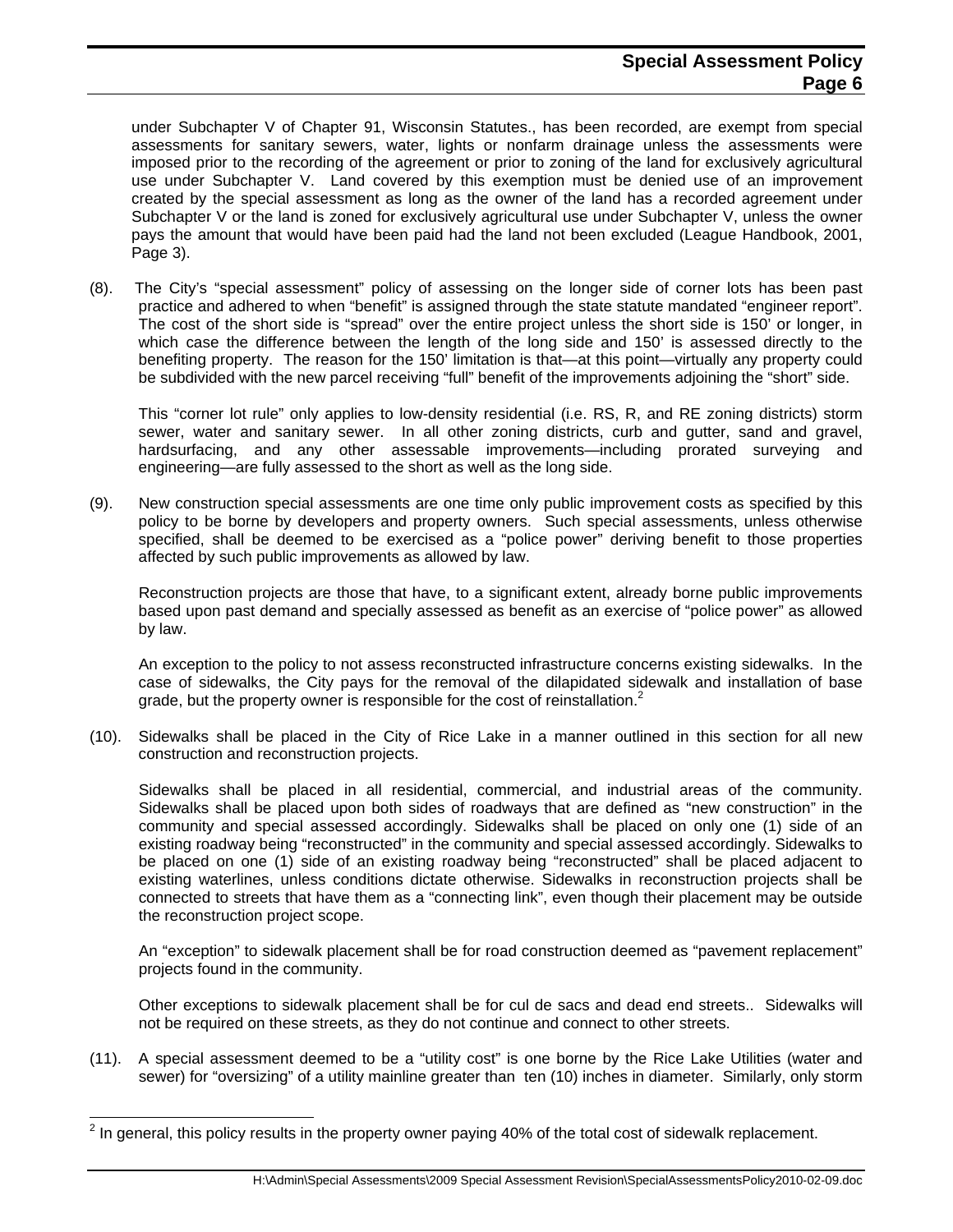under Subchapter V of Chapter 91, Wisconsin Statutes., has been recorded, are exempt from special assessments for sanitary sewers, water, lights or nonfarm drainage unless the assessments were imposed prior to the recording of the agreement or prior to zoning of the land for exclusively agricultural use under Subchapter V. Land covered by this exemption must be denied use of an improvement created by the special assessment as long as the owner of the land has a recorded agreement under Subchapter V or the land is zoned for exclusively agricultural use under Subchapter V, unless the owner pays the amount that would have been paid had the land not been excluded (League Handbook, 2001, Page 3).

(8). The City's "special assessment" policy of assessing on the longer side of corner lots has been past practice and adhered to when "benefit" is assigned through the state statute mandated "engineer report". The cost of the short side is "spread" over the entire project unless the short side is 150' or longer, in which case the difference between the length of the long side and 150' is assessed directly to the benefiting property. The reason for the 150' limitation is that—at this point—virtually any property could be subdivided with the new parcel receiving "full" benefit of the improvements adjoining the "short" side.

This "corner lot rule" only applies to low-density residential (i.e. RS, R, and RE zoning districts) storm sewer, water and sanitary sewer. In all other zoning districts, curb and gutter, sand and gravel, hardsurfacing, and any other assessable improvements—including prorated surveying and engineering—are fully assessed to the short as well as the long side.

(9). New construction special assessments are one time only public improvement costs as specified by this policy to be borne by developers and property owners. Such special assessments, unless otherwise specified, shall be deemed to be exercised as a "police power" deriving benefit to those properties affected by such public improvements as allowed by law.

Reconstruction projects are those that have, to a significant extent, already borne public improvements based upon past demand and specially assessed as benefit as an exercise of "police power" as allowed by law.

An exception to the policy to not assess reconstructed infrastructure concerns existing sidewalks. In the case of sidewalks, the City pays for the removal of the dilapidated sidewalk and installation of base grade, but the property owner is responsible for the cost of reinstallation.[2]

(10). Sidewalks shall be placed in the City of Rice Lake in a manner outlined in this section for all new construction and reconstruction projects.

Sidewalks shall be placed in all residential, commercial, and industrial areas of the community. Sidewalks shall be placed upon both sides of roadways that are defined as "new construction" in the community and special assessed accordingly. Sidewalks shall be placed on only one (1) side of an existing roadway being "reconstructed" in the community and special assessed accordingly. Sidewalks to be placed on one (1) side of an existing roadway being "reconstructed" shall be placed adjacent to existing waterlines, unless conditions dictate otherwise. Sidewalks in reconstruction projects shall be connected to streets that have them as a "connecting link", even though their placement may be outside the reconstruction project scope.

An "exception" to sidewalk placement shall be for road construction deemed as "pavement replacement" projects found in the community.

Other exceptions to sidewalk placement shall be for cul de sacs and dead end streets.. Sidewalks will not be required on these streets, as they do not continue and connect to other streets.

(11). A special assessment deemed to be a "utility cost" is one borne by the Rice Lake Utilities (water and sewer) for "oversizing" of a utility mainline greater than ten (10) inches in diameter. Similarly, only storm

---

[2] In general, this policy results in the property owner paying 40% of the total cost of sidewalk replacement.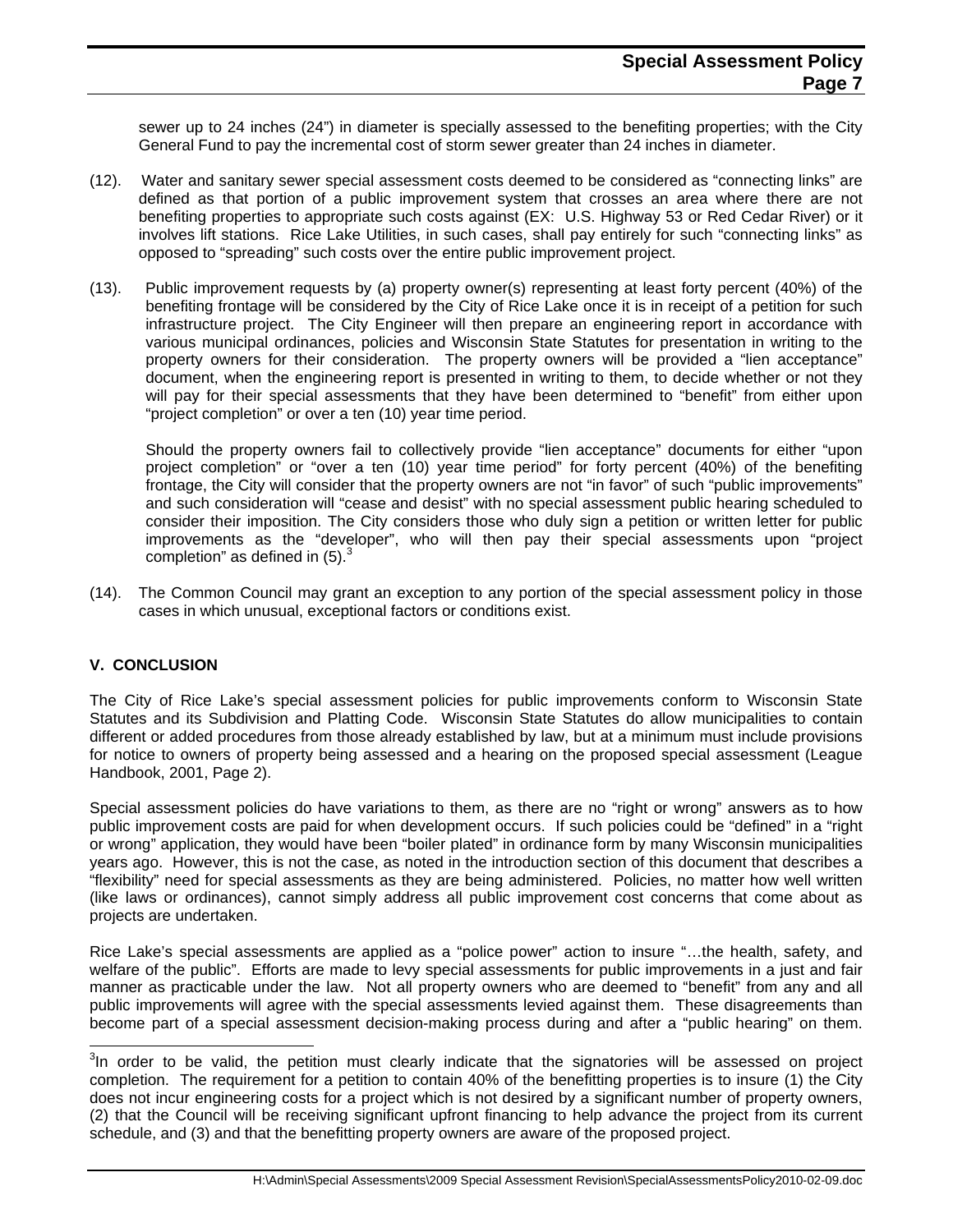sewer up to 24 inches (24") in diameter is specially assessed to the benefiting properties; with the City General Fund to pay the incremental cost of storm sewer greater than 24 inches in diameter.

(12). Water and sanitary sewer special assessment costs deemed to be considered as "connecting links" are defined as that portion of a public improvement system that crosses an area where there are not benefiting properties to appropriate such costs against (EX: U.S. Highway 53 or Red Cedar River) or it involves lift stations. Rice Lake Utilities, in such cases, shall pay entirely for such "connecting links" as opposed to "spreading" such costs over the entire public improvement project.

(13). Public improvement requests by (a) property owner(s) representing at least forty percent (40%) of the benefiting frontage will be considered by the City of Rice Lake once it is in receipt of a petition for such infrastructure project. The City Engineer will then prepare an engineering report in accordance with various municipal ordinances, policies and Wisconsin State Statutes for presentation in writing to the property owners for their consideration. The property owners will be provided a "lien acceptance" document, when the engineering report is presented in writing to them, to decide whether or not they will pay for their special assessments that they have been determined to "benefit" from either upon "project completion" or over a ten (10) year time period.

Should the property owners fail to collectively provide "lien acceptance" documents for either "upon project completion" or "over a ten (10) year time period" for forty percent (40%) of the benefiting frontage, the City will consider that the property owners are not "in favor" of such "public improvements" and such consideration will "cease and desist" with no special assessment public hearing scheduled to consider their imposition. The City considers those who duly sign a petition or written letter for public improvements as the "developer", who will then pay their special assessments upon "project completion" as defined in (5).[3]

(14). The Common Council may grant an exception to any portion of the special assessment policy in those cases in which unusual, exceptional factors or conditions exist.

## V. CONCLUSION

The City of Rice Lake's special assessment policies for public improvements conform to Wisconsin State Statutes and its Subdivision and Platting Code. Wisconsin State Statutes do allow municipalities to contain different or added procedures from those already established by law, but at a minimum must include provisions for notice to owners of property being assessed and a hearing on the proposed special assessment (League Handbook, 2001, Page 2).

Special assessment policies do have variations to them, as there are no "right or wrong" answers as to how public improvement costs are paid for when development occurs. If such policies could be "defined" in a "right or wrong" application, they would have been "boiler plated" in ordinance form by many Wisconsin municipalities years ago. However, this is not the case, as noted in the introduction section of this document that describes a "flexibility" need for special assessments as they are being administered. Policies, no matter how well written (like laws or ordinances), cannot simply address all public improvement cost concerns that come about as projects are undertaken.

Rice Lake's special assessments are applied as a "police power" action to insure "…the health, safety, and welfare of the public". Efforts are made to levy special assessments for public improvements in a just and fair manner as practicable under the law. Not all property owners who are deemed to "benefit" from any and all public improvements will agree with the special assessments levied against them. These disagreements than become part of a special assessment decision-making process during and after a "public hearing" on them.

[3] In order to be valid, the petition must clearly indicate that the signatories will be assessed on project completion. The requirement for a petition to contain 40% of the benefitting properties is to insure (1) the City does not incur engineering costs for a project which is not desired by a significant number of property owners, (2) that the Council will be receiving significant upfront financing to help advance the project from its current schedule, and (3) and that the benefitting property owners are aware of the proposed project.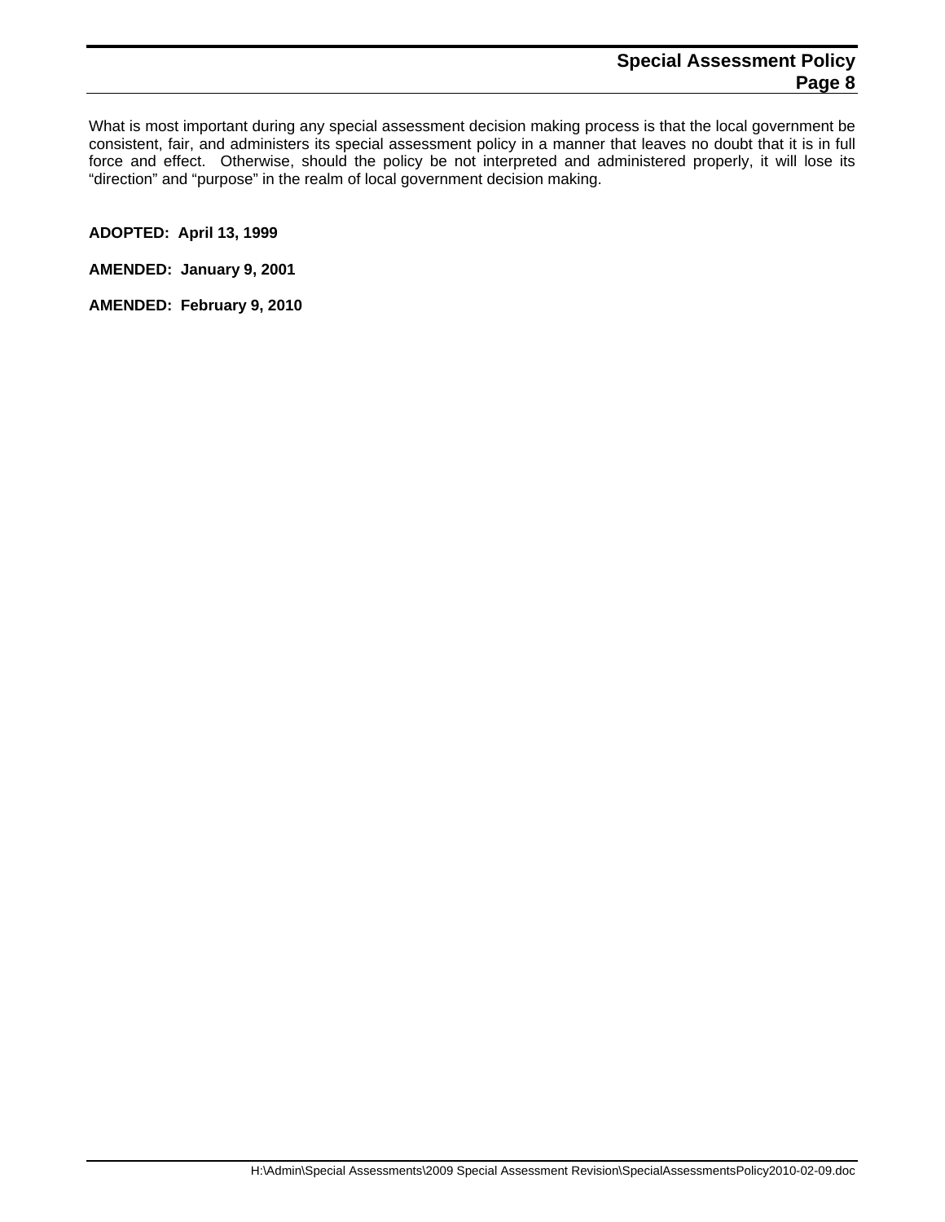What is most important during any special assessment decision making process is that the local government be consistent, fair, and administers its special assessment policy in a manner that leaves no doubt that it is in full force and effect. Otherwise, should the policy be not interpreted and administered properly, it will lose its "direction" and "purpose" in the realm of local government decision making.

**ADOPTED: April 13, 1999**

**AMENDED: January 9, 2001**

**AMENDED: February 9, 2010**